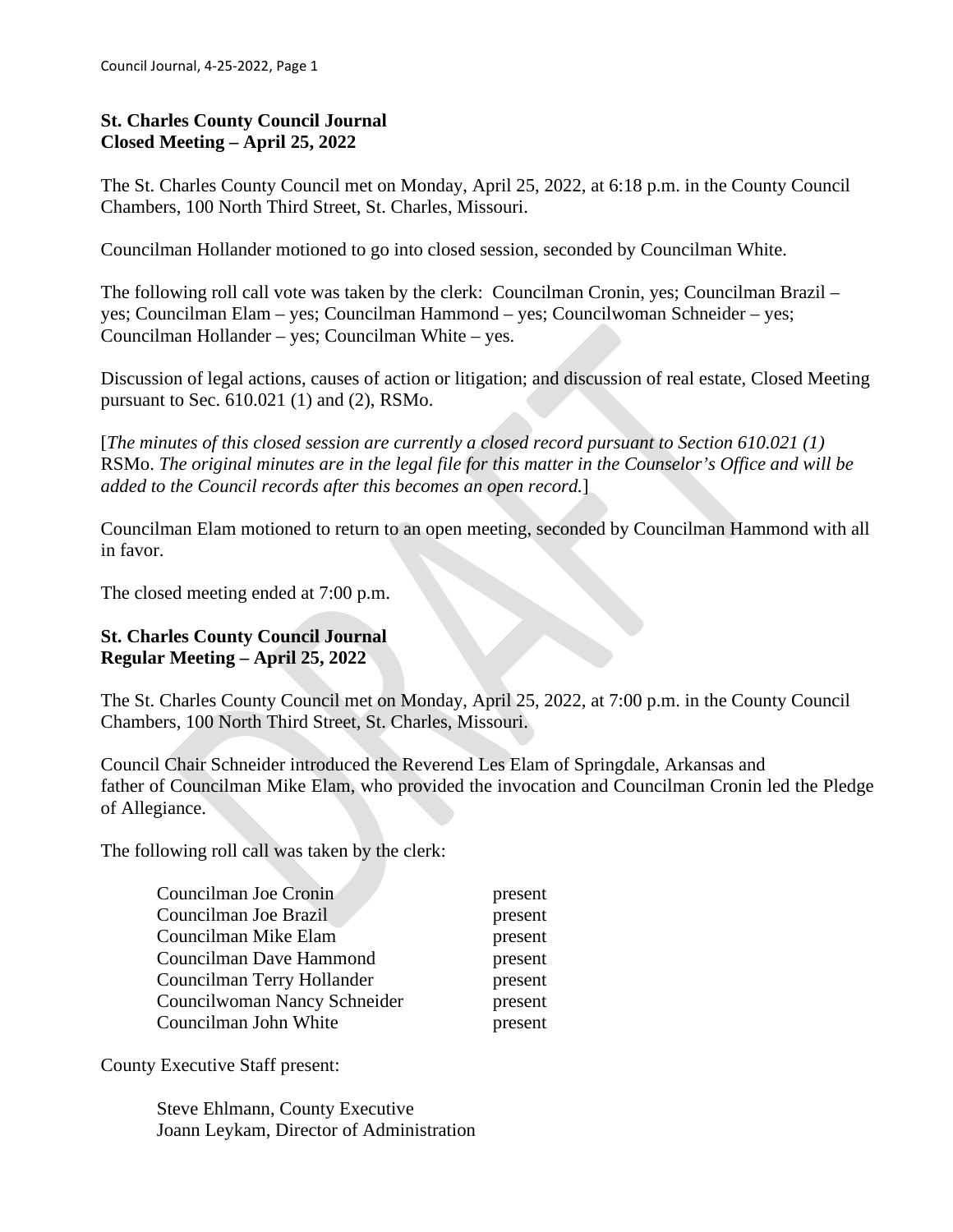**St. Charles County Council Journal**
**Closed Meeting – April 25, 2022**

The St. Charles County Council met on Monday, April 25, 2022, at 6:18 p.m. in the County Council Chambers, 100 North Third Street, St. Charles, Missouri.

Councilman Hollander motioned to go into closed session, seconded by Councilman White.

The following roll call vote was taken by the clerk: Councilman Cronin, yes; Councilman Brazil – yes; Councilman Elam – yes; Councilman Hammond – yes; Councilwoman Schneider – yes; Councilman Hollander – yes; Councilman White – yes.

Discussion of legal actions, causes of action or litigation; and discussion of real estate, Closed Meeting pursuant to Sec. 610.021 (1) and (2), RSMo.

[*The minutes of this closed session are currently a closed record pursuant to Section 610.021 (1)* RSMo. *The original minutes are in the legal file for this matter in the Counselor's Office and will be added to the Council records after this becomes an open record.*]

Councilman Elam motioned to return to an open meeting, seconded by Councilman Hammond with all in favor.

The closed meeting ended at 7:00 p.m.

**St. Charles County Council Journal**
**Regular Meeting – April 25, 2022**

The St. Charles County Council met on Monday, April 25, 2022, at 7:00 p.m. in the County Council Chambers, 100 North Third Street, St. Charles, Missouri.

Council Chair Schneider introduced the Reverend Les Elam of Springdale, Arkansas and father of Councilman Mike Elam, who provided the invocation and Councilman Cronin led the Pledge of Allegiance.

The following roll call was taken by the clerk:

| | |
|---|---|
| Councilman Joe Cronin | present |
| Councilman Joe Brazil | present |
| Councilman Mike Elam | present |
| Councilman Dave Hammond | present |
| Councilman Terry Hollander | present |
| Councilwoman Nancy Schneider | present |
| Councilman John White | present |

County Executive Staff present:

Steve Ehlmann, County Executive
Joann Leykam, Director of Administration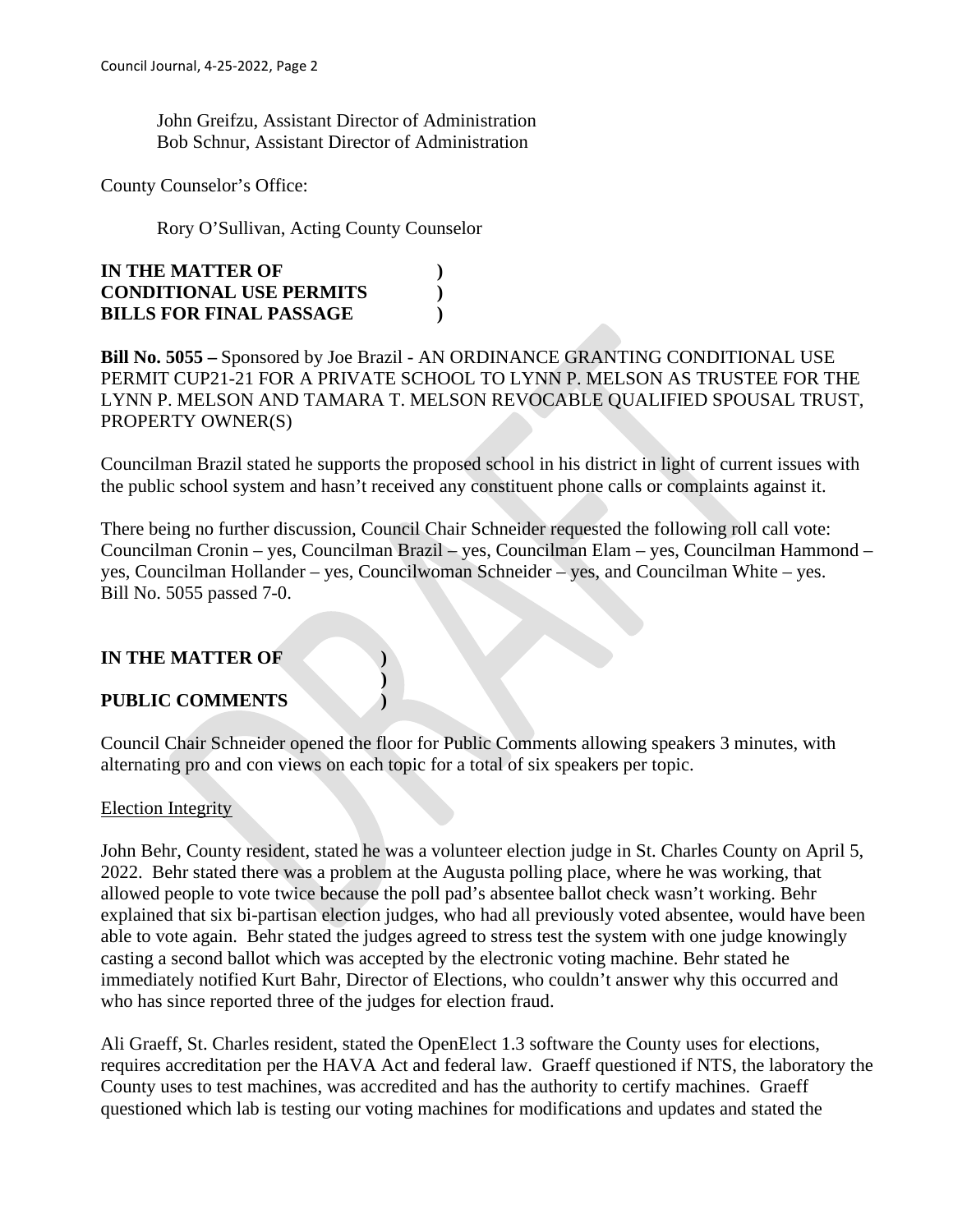John Greifzu, Assistant Director of Administration
Bob Schnur, Assistant Director of Administration

County Counselor's Office:

Rory O'Sullivan, Acting County Counselor

**IN THE MATTER OF )**
**CONDITIONAL USE PERMITS )**
**BILLS FOR FINAL PASSAGE )**

**Bill No. 5055 –** Sponsored by Joe Brazil - AN ORDINANCE GRANTING CONDITIONAL USE PERMIT CUP21-21 FOR A PRIVATE SCHOOL TO LYNN P. MELSON AS TRUSTEE FOR THE LYNN P. MELSON AND TAMARA T. MELSON REVOCABLE QUALIFIED SPOUSAL TRUST, PROPERTY OWNER(S)

Councilman Brazil stated he supports the proposed school in his district in light of current issues with the public school system and hasn't received any constituent phone calls or complaints against it.

There being no further discussion, Council Chair Schneider requested the following roll call vote: Councilman Cronin – yes, Councilman Brazil – yes, Councilman Elam – yes, Councilman Hammond – yes, Councilman Hollander – yes, Councilwoman Schneider – yes, and Councilman White – yes. Bill No. 5055 passed 7-0.

**IN THE MATTER OF )**
**)**
**PUBLIC COMMENTS )**

Council Chair Schneider opened the floor for Public Comments allowing speakers 3 minutes, with alternating pro and con views on each topic for a total of six speakers per topic.

Election Integrity

John Behr, County resident, stated he was a volunteer election judge in St. Charles County on April 5, 2022. Behr stated there was a problem at the Augusta polling place, where he was working, that allowed people to vote twice because the poll pad's absentee ballot check wasn't working. Behr explained that six bi-partisan election judges, who had all previously voted absentee, would have been able to vote again. Behr stated the judges agreed to stress test the system with one judge knowingly casting a second ballot which was accepted by the electronic voting machine. Behr stated he immediately notified Kurt Bahr, Director of Elections, who couldn't answer why this occurred and who has since reported three of the judges for election fraud.

Ali Graeff, St. Charles resident, stated the OpenElect 1.3 software the County uses for elections, requires accreditation per the HAVA Act and federal law. Graeff questioned if NTS, the laboratory the County uses to test machines, was accredited and has the authority to certify machines. Graeff questioned which lab is testing our voting machines for modifications and updates and stated the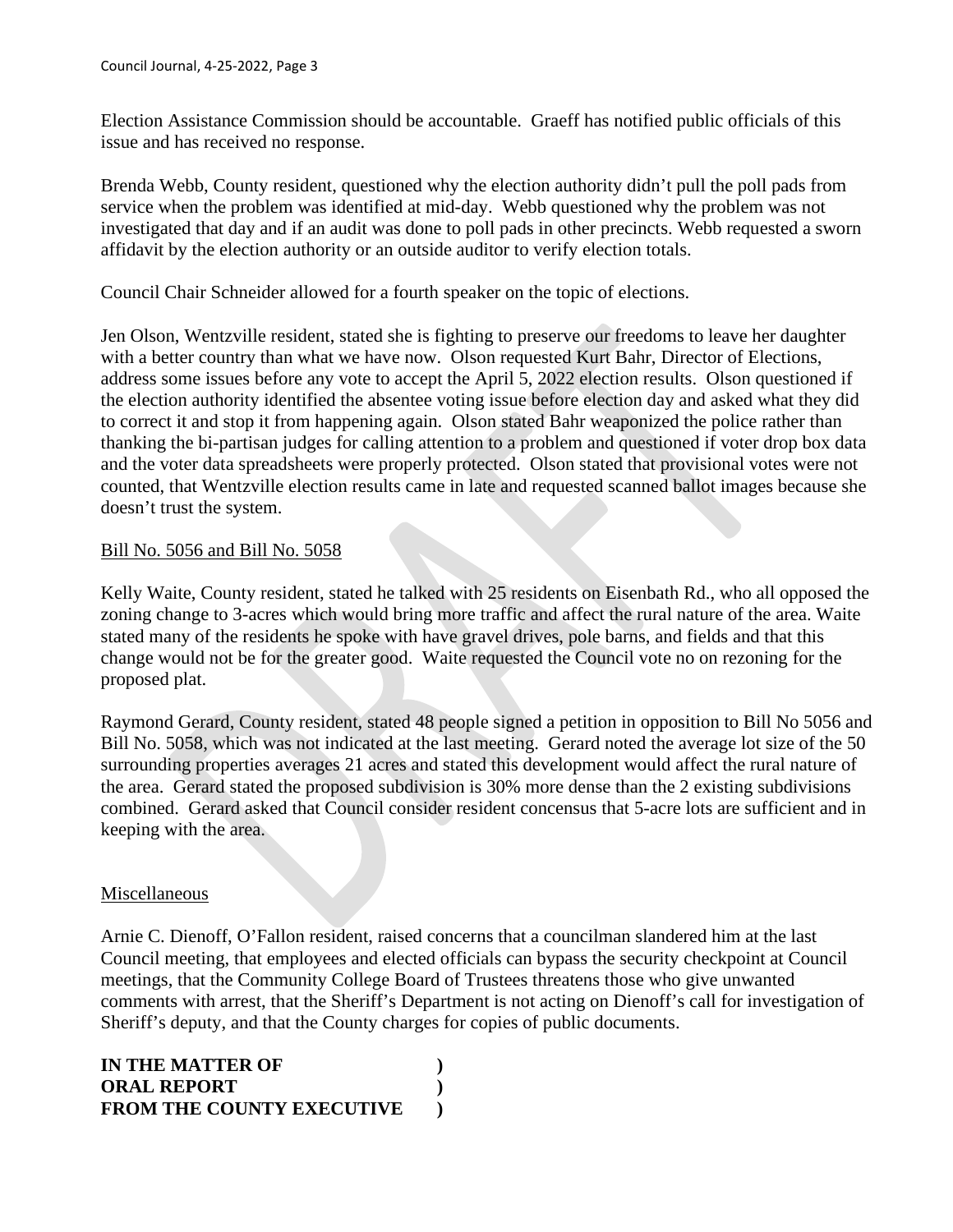Election Assistance Commission should be accountable. Graeff has notified public officials of this issue and has received no response.

Brenda Webb, County resident, questioned why the election authority didn't pull the poll pads from service when the problem was identified at mid-day. Webb questioned why the problem was not investigated that day and if an audit was done to poll pads in other precincts. Webb requested a sworn affidavit by the election authority or an outside auditor to verify election totals.

Council Chair Schneider allowed for a fourth speaker on the topic of elections.

Jen Olson, Wentzville resident, stated she is fighting to preserve our freedoms to leave her daughter with a better country than what we have now. Olson requested Kurt Bahr, Director of Elections, address some issues before any vote to accept the April 5, 2022 election results. Olson questioned if the election authority identified the absentee voting issue before election day and asked what they did to correct it and stop it from happening again. Olson stated Bahr weaponized the police rather than thanking the bi-partisan judges for calling attention to a problem and questioned if voter drop box data and the voter data spreadsheets were properly protected. Olson stated that provisional votes were not counted, that Wentzville election results came in late and requested scanned ballot images because she doesn't trust the system.

Bill No. 5056 and Bill No. 5058

Kelly Waite, County resident, stated he talked with 25 residents on Eisenbath Rd., who all opposed the zoning change to 3-acres which would bring more traffic and affect the rural nature of the area. Waite stated many of the residents he spoke with have gravel drives, pole barns, and fields and that this change would not be for the greater good. Waite requested the Council vote no on rezoning for the proposed plat.

Raymond Gerard, County resident, stated 48 people signed a petition in opposition to Bill No 5056 and Bill No. 5058, which was not indicated at the last meeting. Gerard noted the average lot size of the 50 surrounding properties averages 21 acres and stated this development would affect the rural nature of the area. Gerard stated the proposed subdivision is 30% more dense than the 2 existing subdivisions combined. Gerard asked that Council consider resident concensus that 5-acre lots are sufficient and in keeping with the area.

Miscellaneous

Arnie C. Dienoff, O'Fallon resident, raised concerns that a councilman slandered him at the last Council meeting, that employees and elected officials can bypass the security checkpoint at Council meetings, that the Community College Board of Trustees threatens those who give unwanted comments with arrest, that the Sheriff's Department is not acting on Dienoff's call for investigation of Sheriff's deputy, and that the County charges for copies of public documents.

**IN THE MATTER OF )**
**ORAL REPORT )**
**FROM THE COUNTY EXECUTIVE )**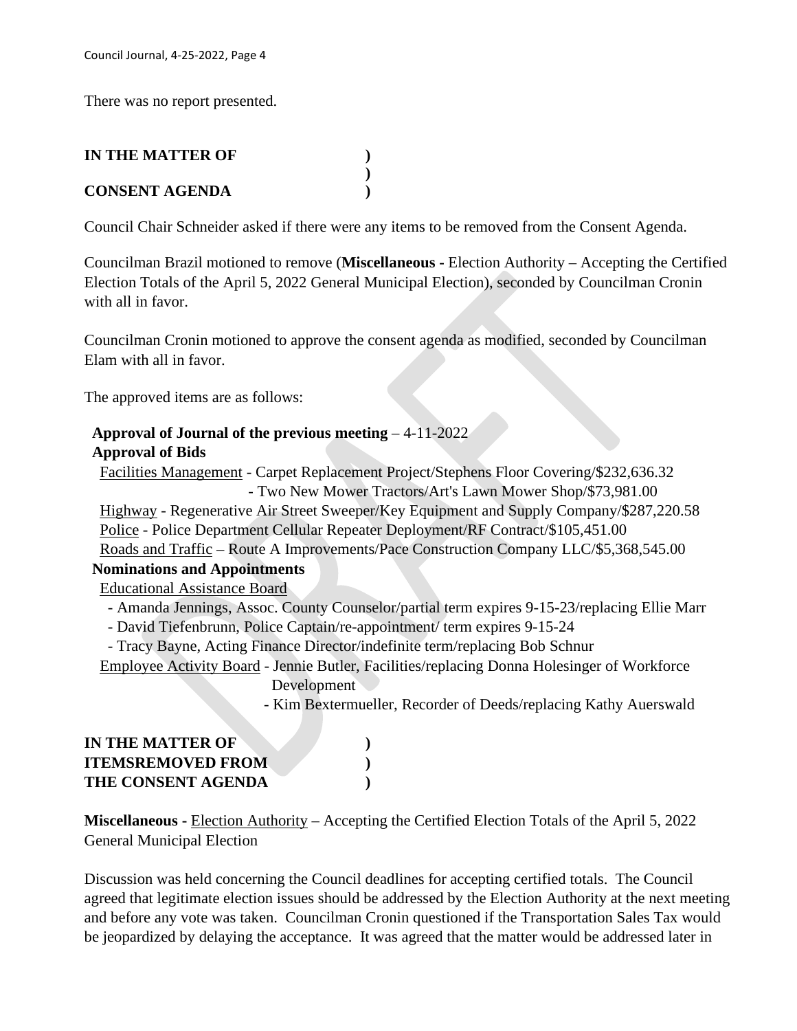There was no report presented.

**IN THE MATTER OF )**
**)**
**CONSENT AGENDA )**

Council Chair Schneider asked if there were any items to be removed from the Consent Agenda.

Councilman Brazil motioned to remove (**Miscellaneous -** Election Authority – Accepting the Certified Election Totals of the April 5, 2022 General Municipal Election), seconded by Councilman Cronin with all in favor.

Councilman Cronin motioned to approve the consent agenda as modified, seconded by Councilman Elam with all in favor.

The approved items are as follows:

**Approval of Journal of the previous meeting** – 4-11-2022
**Approval of Bids**
Facilities Management - Carpet Replacement Project/Stephens Floor Covering/$232,636.32
- Two New Mower Tractors/Art's Lawn Mower Shop/$73,981.00

Highway - Regenerative Air Street Sweeper/Key Equipment and Supply Company/$287,220.58
Police - Police Department Cellular Repeater Deployment/RF Contract/$105,451.00
Roads and Traffic – Route A Improvements/Pace Construction Company LLC/$5,368,545.00
**Nominations and Appointments**
Educational Assistance Board
- Amanda Jennings, Assoc. County Counselor/partial term expires 9-15-23/replacing Ellie Marr
- David Tiefenbrunn, Police Captain/re-appointment/ term expires 9-15-24
- Tracy Bayne, Acting Finance Director/indefinite term/replacing Bob Schnur

Employee Activity Board - Jennie Butler, Facilities/replacing Donna Holesinger of Workforce Development
- Kim Bextermueller, Recorder of Deeds/replacing Kathy Auerswald

**IN THE MATTER OF )**
**ITEMSREMOVED FROM )**
**THE CONSENT AGENDA )**

**Miscellaneous -** Election Authority – Accepting the Certified Election Totals of the April 5, 2022 General Municipal Election

Discussion was held concerning the Council deadlines for accepting certified totals. The Council agreed that legitimate election issues should be addressed by the Election Authority at the next meeting and before any vote was taken. Councilman Cronin questioned if the Transportation Sales Tax would be jeopardized by delaying the acceptance. It was agreed that the matter would be addressed later in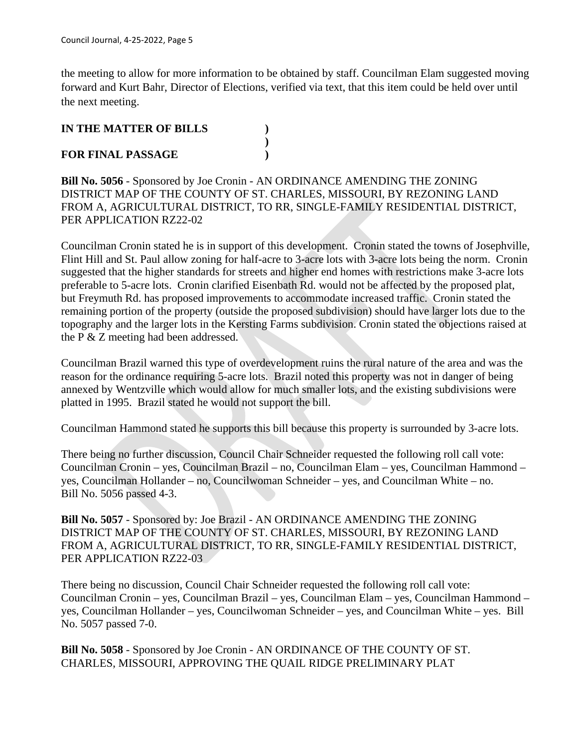the meeting to allow for more information to be obtained by staff. Councilman Elam suggested moving forward and Kurt Bahr, Director of Elections, verified via text, that this item could be held over until the next meeting.

**IN THE MATTER OF BILLS )**
**)**
**FOR FINAL PASSAGE )**

**Bill No. 5056** - Sponsored by Joe Cronin - AN ORDINANCE AMENDING THE ZONING DISTRICT MAP OF THE COUNTY OF ST. CHARLES, MISSOURI, BY REZONING LAND FROM A, AGRICULTURAL DISTRICT, TO RR, SINGLE-FAMILY RESIDENTIAL DISTRICT, PER APPLICATION RZ22-02

Councilman Cronin stated he is in support of this development. Cronin stated the towns of Josephville, Flint Hill and St. Paul allow zoning for half-acre to 3-acre lots with 3-acre lots being the norm. Cronin suggested that the higher standards for streets and higher end homes with restrictions make 3-acre lots preferable to 5-acre lots. Cronin clarified Eisenbath Rd. would not be affected by the proposed plat, but Freymuth Rd. has proposed improvements to accommodate increased traffic. Cronin stated the remaining portion of the property (outside the proposed subdivision) should have larger lots due to the topography and the larger lots in the Kersting Farms subdivision. Cronin stated the objections raised at the P & Z meeting had been addressed.

Councilman Brazil warned this type of overdevelopment ruins the rural nature of the area and was the reason for the ordinance requiring 5-acre lots. Brazil noted this property was not in danger of being annexed by Wentzville which would allow for much smaller lots, and the existing subdivisions were platted in 1995. Brazil stated he would not support the bill.

Councilman Hammond stated he supports this bill because this property is surrounded by 3-acre lots.

There being no further discussion, Council Chair Schneider requested the following roll call vote: Councilman Cronin – yes, Councilman Brazil – no, Councilman Elam – yes, Councilman Hammond – yes, Councilman Hollander – no, Councilwoman Schneider – yes, and Councilman White – no. Bill No. 5056 passed 4-3.

**Bill No. 5057** - Sponsored by: Joe Brazil - AN ORDINANCE AMENDING THE ZONING DISTRICT MAP OF THE COUNTY OF ST. CHARLES, MISSOURI, BY REZONING LAND FROM A, AGRICULTURAL DISTRICT, TO RR, SINGLE-FAMILY RESIDENTIAL DISTRICT, PER APPLICATION RZ22-03

There being no discussion, Council Chair Schneider requested the following roll call vote: Councilman Cronin – yes, Councilman Brazil – yes, Councilman Elam – yes, Councilman Hammond – yes, Councilman Hollander – yes, Councilwoman Schneider – yes, and Councilman White – yes. Bill No. 5057 passed 7-0.

**Bill No. 5058** - Sponsored by Joe Cronin - AN ORDINANCE OF THE COUNTY OF ST. CHARLES, MISSOURI, APPROVING THE QUAIL RIDGE PRELIMINARY PLAT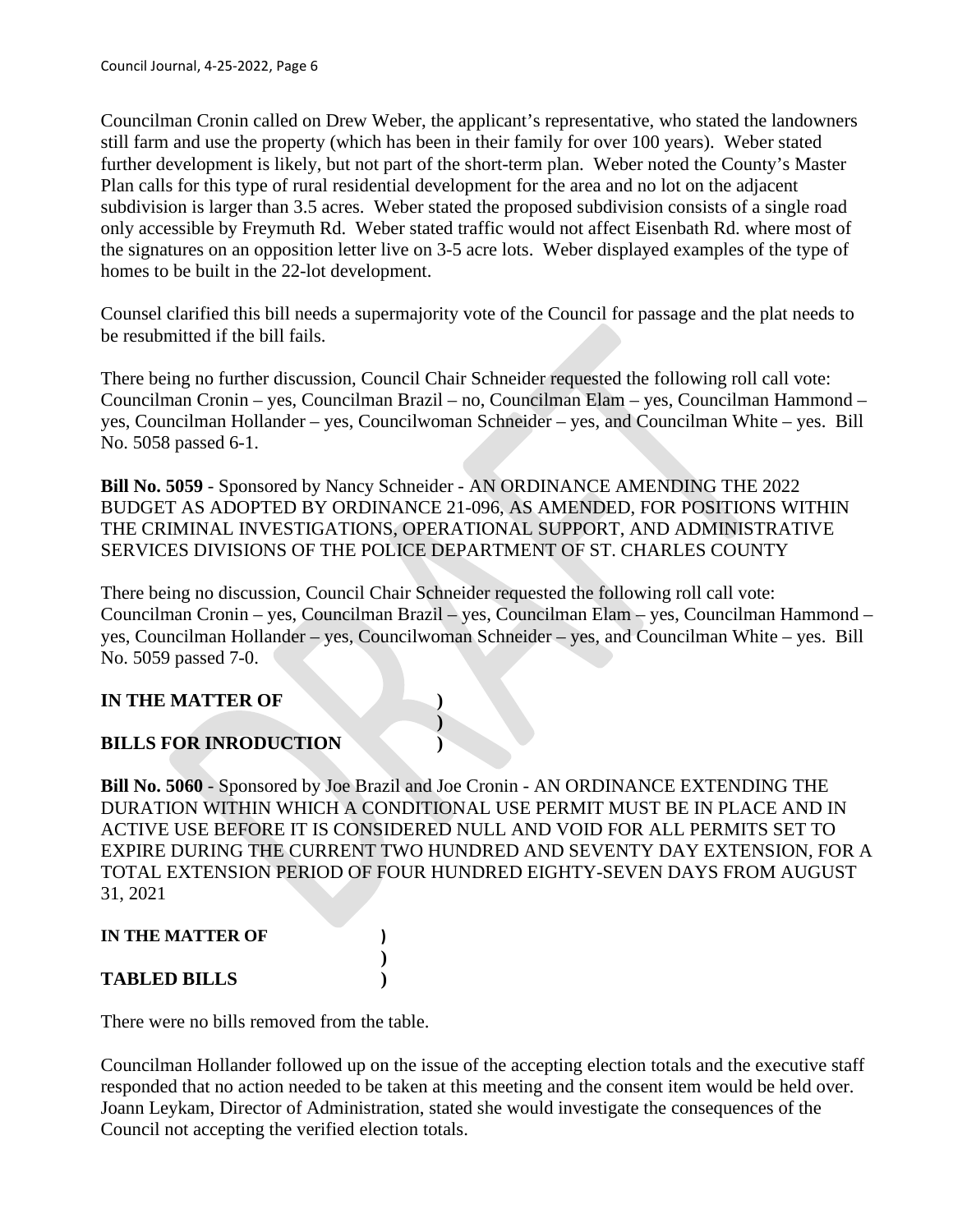Councilman Cronin called on Drew Weber, the applicant's representative, who stated the landowners still farm and use the property (which has been in their family for over 100 years). Weber stated further development is likely, but not part of the short-term plan. Weber noted the County's Master Plan calls for this type of rural residential development for the area and no lot on the adjacent subdivision is larger than 3.5 acres. Weber stated the proposed subdivision consists of a single road only accessible by Freymuth Rd. Weber stated traffic would not affect Eisenbath Rd. where most of the signatures on an opposition letter live on 3-5 acre lots. Weber displayed examples of the type of homes to be built in the 22-lot development.

Counsel clarified this bill needs a supermajority vote of the Council for passage and the plat needs to be resubmitted if the bill fails.

There being no further discussion, Council Chair Schneider requested the following roll call vote: Councilman Cronin – yes, Councilman Brazil – no, Councilman Elam – yes, Councilman Hammond – yes, Councilman Hollander – yes, Councilwoman Schneider – yes, and Councilman White – yes. Bill No. 5058 passed 6-1.

**Bill No. 5059** - Sponsored by Nancy Schneider - AN ORDINANCE AMENDING THE 2022 BUDGET AS ADOPTED BY ORDINANCE 21-096, AS AMENDED, FOR POSITIONS WITHIN THE CRIMINAL INVESTIGATIONS, OPERATIONAL SUPPORT, AND ADMINISTRATIVE SERVICES DIVISIONS OF THE POLICE DEPARTMENT OF ST. CHARLES COUNTY

There being no discussion, Council Chair Schneider requested the following roll call vote: Councilman Cronin – yes, Councilman Brazil – yes, Councilman Elam – yes, Councilman Hammond – yes, Councilman Hollander – yes, Councilwoman Schneider – yes, and Councilman White – yes. Bill No. 5059 passed 7-0.

**IN THE MATTER OF )**
**)**
**BILLS FOR INRODUCTION )**

**Bill No. 5060** - Sponsored by Joe Brazil and Joe Cronin - AN ORDINANCE EXTENDING THE DURATION WITHIN WHICH A CONDITIONAL USE PERMIT MUST BE IN PLACE AND IN ACTIVE USE BEFORE IT IS CONSIDERED NULL AND VOID FOR ALL PERMITS SET TO EXPIRE DURING THE CURRENT TWO HUNDRED AND SEVENTY DAY EXTENSION, FOR A TOTAL EXTENSION PERIOD OF FOUR HUNDRED EIGHTY-SEVEN DAYS FROM AUGUST 31, 2021

**IN THE MATTER OF )**
**)**
**TABLED BILLS )**

There were no bills removed from the table.

Councilman Hollander followed up on the issue of the accepting election totals and the executive staff responded that no action needed to be taken at this meeting and the consent item would be held over. Joann Leykam, Director of Administration, stated she would investigate the consequences of the Council not accepting the verified election totals.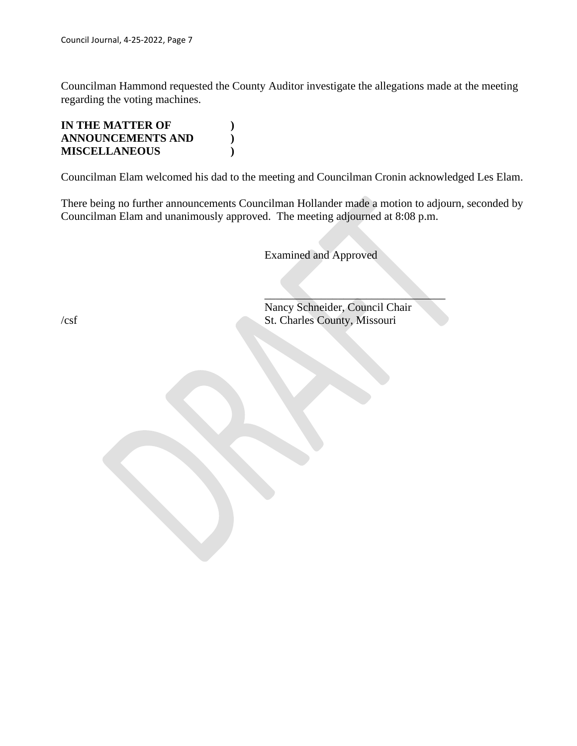Councilman Hammond requested the County Auditor investigate the allegations made at the meeting regarding the voting machines.

**IN THE MATTER OF )**
**ANNOUNCEMENTS AND )**
**MISCELLANEOUS )**

Councilman Elam welcomed his dad to the meeting and Councilman Cronin acknowledged Les Elam.

There being no further announcements Councilman Hollander made a motion to adjourn, seconded by Councilman Elam and unanimously approved. The meeting adjourned at 8:08 p.m.

Examined and Approved

\_\_\_\_\_\_\_\_\_\_\_\_\_\_\_\_\_\_\_\_\_\_\_\_\_\_\_\_\_\_\_\_\_\_

Nancy Schneider, Council Chair
St. Charles County, Missouri

/csf

DRAFT